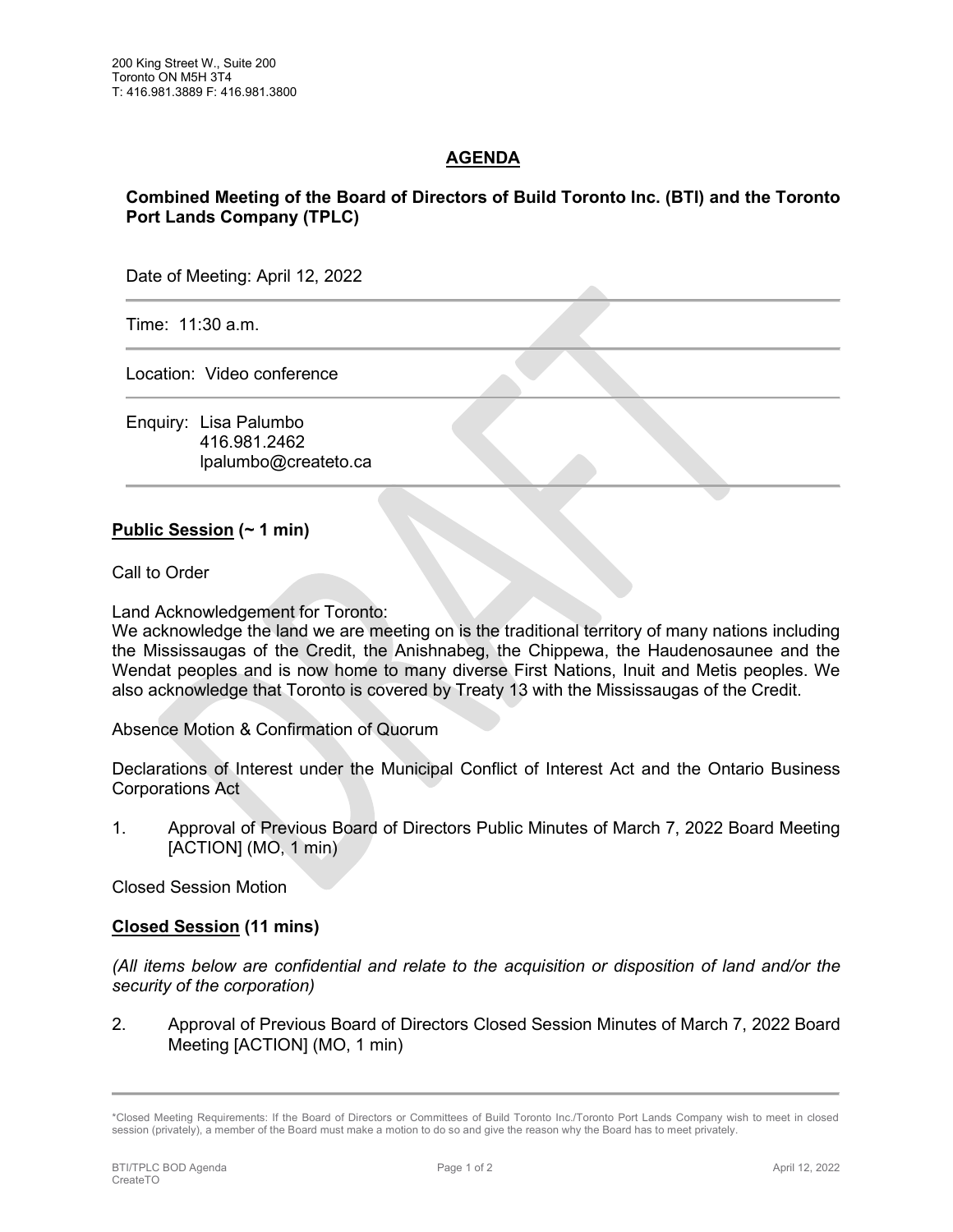200 King Street W., Suite 200
Toronto ON M5H 3T4
T: 416.981.3889 F: 416.981.3800

# AGENDA

**Combined Meeting of the Board of Directors of Build Toronto Inc. (BTI) and the Toronto Port Lands Company (TPLC)**

Date of Meeting: April 12, 2022

Time: 11:30 a.m.

Location: Video conference

Enquiry: Lisa Palumbo
416.981.2462
lpalumbo@createto.ca

## Public Session (~ 1 min)

Call to Order

Land Acknowledgement for Toronto:
We acknowledge the land we are meeting on is the traditional territory of many nations including the Mississaugas of the Credit, the Anishnabeg, the Chippewa, the Haudenosaunee and the Wendat peoples and is now home to many diverse First Nations, Inuit and Metis peoples. We also acknowledge that Toronto is covered by Treaty 13 with the Mississaugas of the Credit.

Absence Motion & Confirmation of Quorum

Declarations of Interest under the Municipal Conflict of Interest Act and the Ontario Business Corporations Act

1. Approval of Previous Board of Directors Public Minutes of March 7, 2022 Board Meeting [ACTION] (MO, 1 min)

Closed Session Motion

## Closed Session (11 mins)

*(All items below are confidential and relate to the acquisition or disposition of land and/or the security of the corporation)*

2. Approval of Previous Board of Directors Closed Session Minutes of March 7, 2022 Board Meeting [ACTION] (MO, 1 min)

---

*Closed Meeting Requirements: If the Board of Directors or Committees of Build Toronto Inc./Toronto Port Lands Company wish to meet in closed session (privately), a member of the Board must make a motion to do so and give the reason why the Board has to meet privately.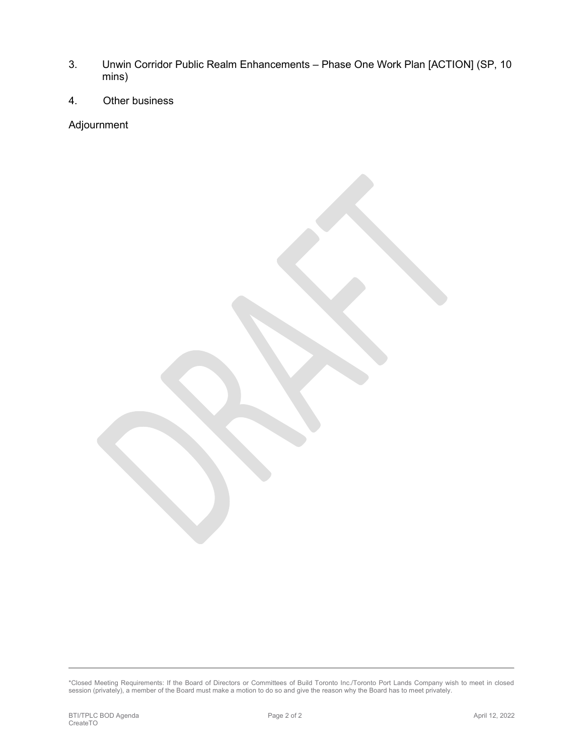3. Unwin Corridor Public Realm Enhancements – Phase One Work Plan [ACTION] (SP, 10 mins)

4. Other business

Adjournment

---

*Closed Meeting Requirements: If the Board of Directors or Committees of Build Toronto Inc./Toronto Port Lands Company wish to meet in closed session (privately), a member of the Board must make a motion to do so and give the reason why the Board has to meet privately.